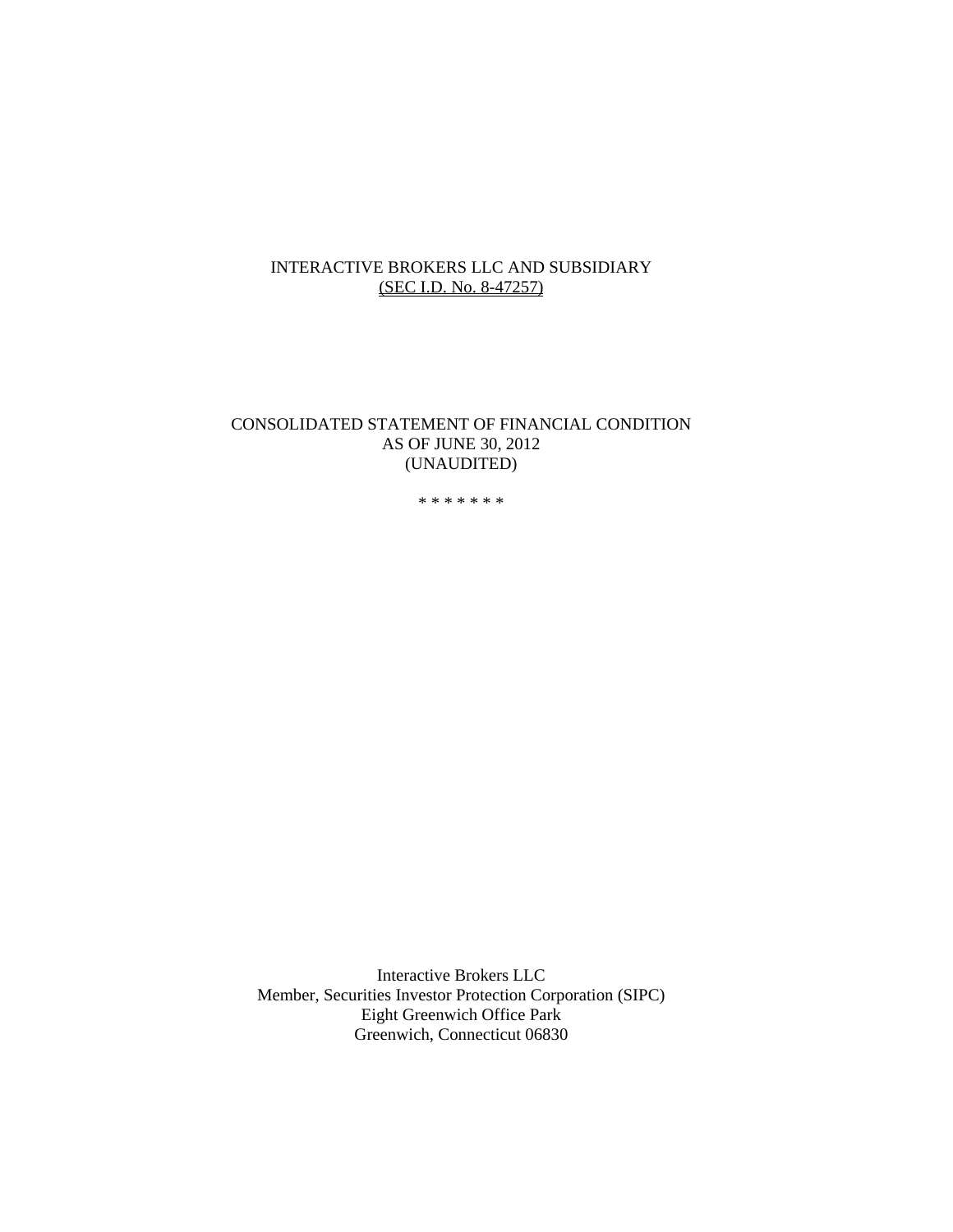# INTERACTIVE BROKERS LLC AND SUBSIDIARY

(SEC I.D. No. 8-47257)

## CONSOLIDATED STATEMENT OF FINANCIAL CONDITION AS OF JUNE 30, 2012 (UNAUDITED)

\* \* \* \* \* \* \*

Interactive Brokers LLC
Member, Securities Investor Protection Corporation (SIPC)
Eight Greenwich Office Park
Greenwich, Connecticut 06830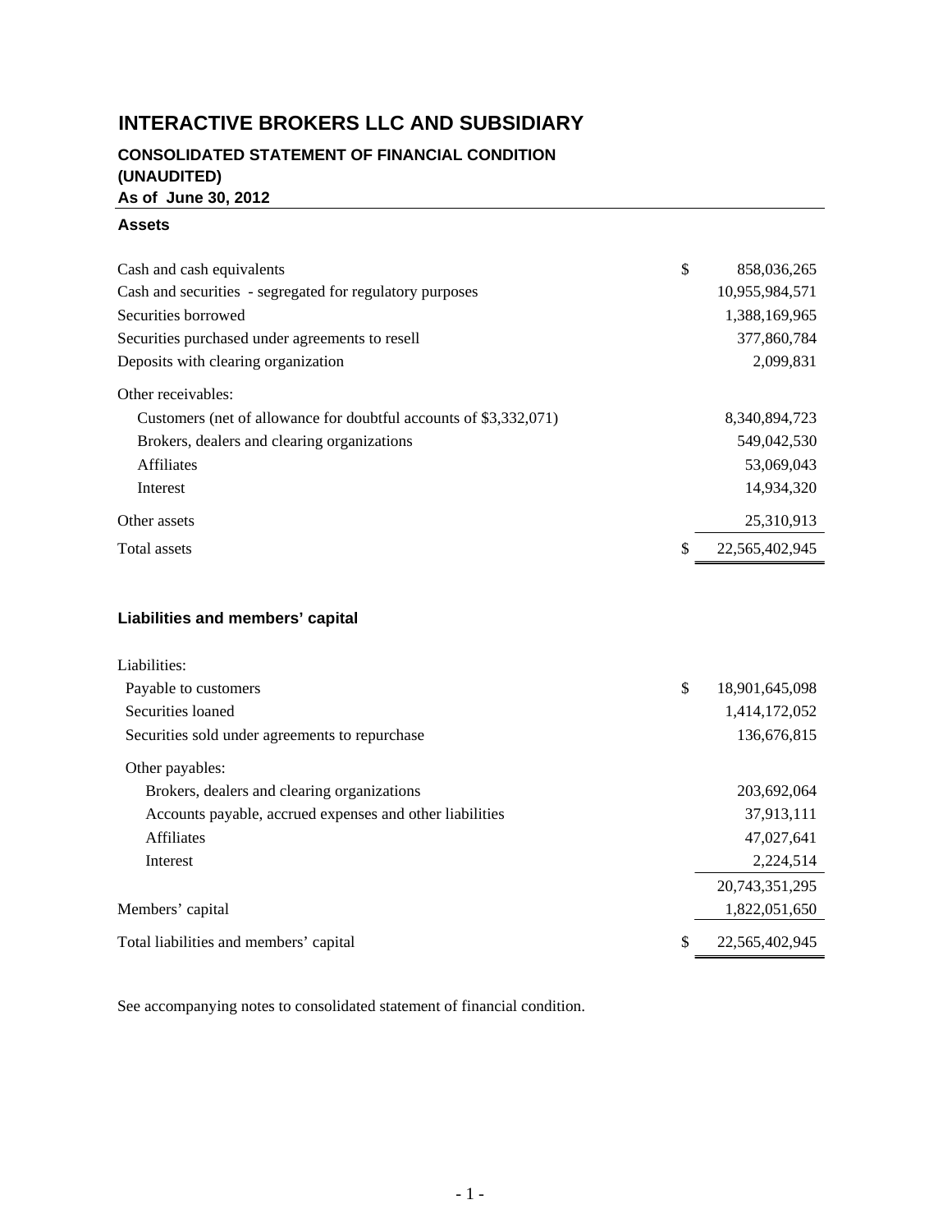# INTERACTIVE BROKERS LLC AND SUBSIDIARY

## CONSOLIDATED STATEMENT OF FINANCIAL CONDITION (UNAUDITED)

### As of June 30, 2012

#### Assets

| | | |
|---|---|---|
| Cash and cash equivalents | $ | 858,036,265 |
| Cash and securities - segregated for regulatory purposes | | 10,955,984,571 |
| Securities borrowed | | 1,388,169,965 |
| Securities purchased under agreements to resell | | 377,860,784 |
| Deposits with clearing organization | | 2,099,831 |
| Other receivables: | | |
| Customers (net of allowance for doubtful accounts of $3,332,071) | | 8,340,894,723 |
| Brokers, dealers and clearing organizations | | 549,042,530 |
| Affiliates | | 53,069,043 |
| Interest | | 14,934,320 |
| Other assets | | 25,310,913 |
| Total assets | $ | 22,565,402,945 |

#### Liabilities and members' capital

| | | |
|---|---|---|
| Liabilities: | | |
| Payable to customers | $ | 18,901,645,098 |
| Securities loaned | | 1,414,172,052 |
| Securities sold under agreements to repurchase | | 136,676,815 |
| Other payables: | | |
| Brokers, dealers and clearing organizations | | 203,692,064 |
| Accounts payable, accrued expenses and other liabilities | | 37,913,111 |
| Affiliates | | 47,027,641 |
| Interest | | 2,224,514 |
| | | 20,743,351,295 |
| Members' capital | | 1,822,051,650 |
| Total liabilities and members' capital | $ | 22,565,402,945 |

See accompanying notes to consolidated statement of financial condition.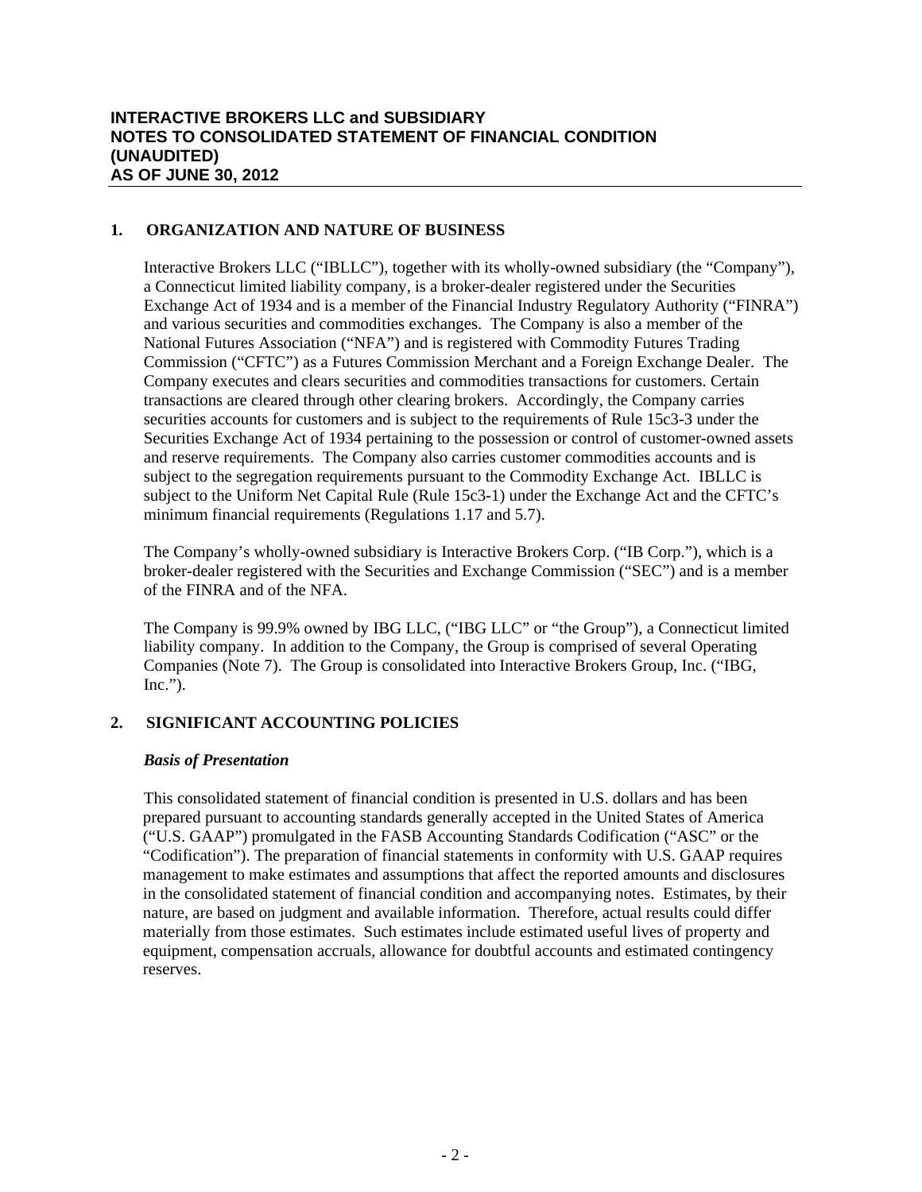**INTERACTIVE BROKERS LLC and SUBSIDIARY**
**NOTES TO CONSOLIDATED STATEMENT OF FINANCIAL CONDITION**
**(UNAUDITED)**
**AS OF JUNE 30, 2012**

## 1. ORGANIZATION AND NATURE OF BUSINESS

Interactive Brokers LLC ("IBLLC"), together with its wholly-owned subsidiary (the "Company"), a Connecticut limited liability company, is a broker-dealer registered under the Securities Exchange Act of 1934 and is a member of the Financial Industry Regulatory Authority ("FINRA") and various securities and commodities exchanges. The Company is also a member of the National Futures Association ("NFA") and is registered with Commodity Futures Trading Commission ("CFTC") as a Futures Commission Merchant and a Foreign Exchange Dealer. The Company executes and clears securities and commodities transactions for customers. Certain transactions are cleared through other clearing brokers. Accordingly, the Company carries securities accounts for customers and is subject to the requirements of Rule 15c3-3 under the Securities Exchange Act of 1934 pertaining to the possession or control of customer-owned assets and reserve requirements. The Company also carries customer commodities accounts and is subject to the segregation requirements pursuant to the Commodity Exchange Act. IBLLC is subject to the Uniform Net Capital Rule (Rule 15c3-1) under the Exchange Act and the CFTC's minimum financial requirements (Regulations 1.17 and 5.7).

The Company's wholly-owned subsidiary is Interactive Brokers Corp. ("IB Corp."), which is a broker-dealer registered with the Securities and Exchange Commission ("SEC") and is a member of the FINRA and of the NFA.

The Company is 99.9% owned by IBG LLC, ("IBG LLC" or "the Group"), a Connecticut limited liability company. In addition to the Company, the Group is comprised of several Operating Companies (Note 7). The Group is consolidated into Interactive Brokers Group, Inc. ("IBG, Inc.").

## 2. SIGNIFICANT ACCOUNTING POLICIES

### *Basis of Presentation*

This consolidated statement of financial condition is presented in U.S. dollars and has been prepared pursuant to accounting standards generally accepted in the United States of America ("U.S. GAAP") promulgated in the FASB Accounting Standards Codification ("ASC" or the "Codification"). The preparation of financial statements in conformity with U.S. GAAP requires management to make estimates and assumptions that affect the reported amounts and disclosures in the consolidated statement of financial condition and accompanying notes. Estimates, by their nature, are based on judgment and available information. Therefore, actual results could differ materially from those estimates. Such estimates include estimated useful lives of property and equipment, compensation accruals, allowance for doubtful accounts and estimated contingency reserves.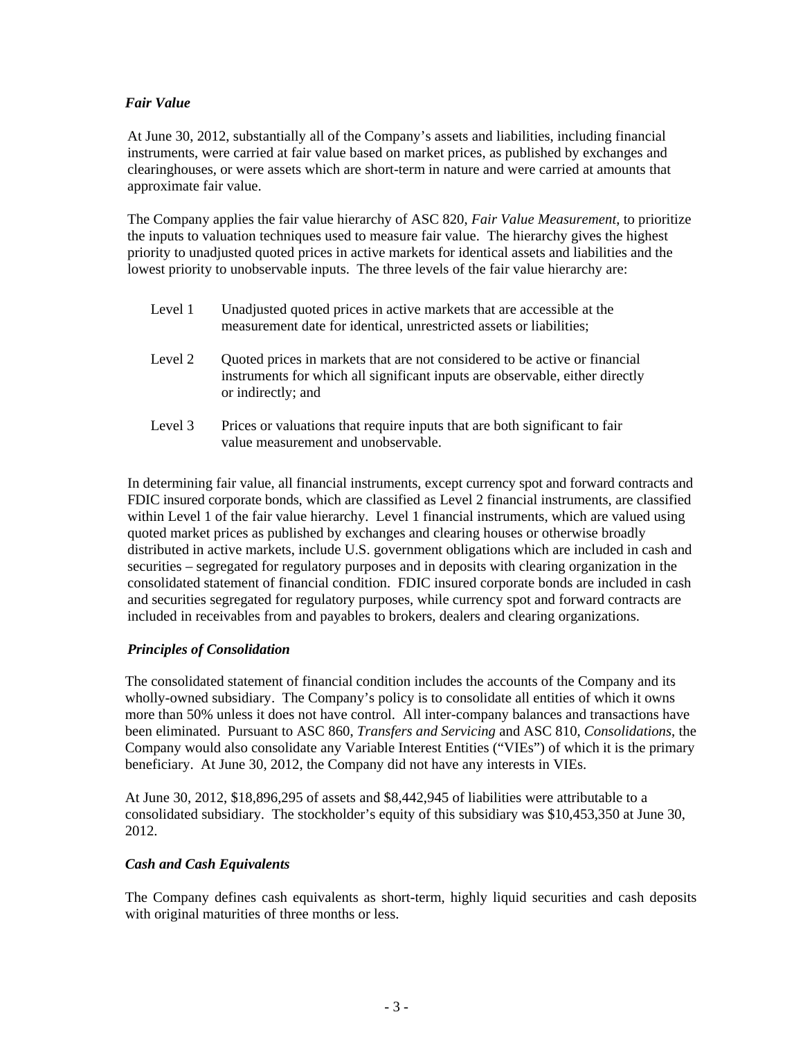### *Fair Value*

At June 30, 2012, substantially all of the Company's assets and liabilities, including financial instruments, were carried at fair value based on market prices, as published by exchanges and clearinghouses, or were assets which are short-term in nature and were carried at amounts that approximate fair value.

The Company applies the fair value hierarchy of ASC 820, *Fair Value Measurement*, to prioritize the inputs to valuation techniques used to measure fair value. The hierarchy gives the highest priority to unadjusted quoted prices in active markets for identical assets and liabilities and the lowest priority to unobservable inputs. The three levels of the fair value hierarchy are:

| | |
|---|---|
| Level 1 | Unadjusted quoted prices in active markets that are accessible at the measurement date for identical, unrestricted assets or liabilities; |
| Level 2 | Quoted prices in markets that are not considered to be active or financial instruments for which all significant inputs are observable, either directly or indirectly; and |
| Level 3 | Prices or valuations that require inputs that are both significant to fair value measurement and unobservable. |

In determining fair value, all financial instruments, except currency spot and forward contracts and FDIC insured corporate bonds, which are classified as Level 2 financial instruments, are classified within Level 1 of the fair value hierarchy. Level 1 financial instruments, which are valued using quoted market prices as published by exchanges and clearing houses or otherwise broadly distributed in active markets, include U.S. government obligations which are included in cash and securities – segregated for regulatory purposes and in deposits with clearing organization in the consolidated statement of financial condition. FDIC insured corporate bonds are included in cash and securities segregated for regulatory purposes, while currency spot and forward contracts are included in receivables from and payables to brokers, dealers and clearing organizations.

### *Principles of Consolidation*

The consolidated statement of financial condition includes the accounts of the Company and its wholly-owned subsidiary. The Company's policy is to consolidate all entities of which it owns more than 50% unless it does not have control. All inter-company balances and transactions have been eliminated. Pursuant to ASC 860, *Transfers and Servicing* and ASC 810, *Consolidations*, the Company would also consolidate any Variable Interest Entities ("VIEs") of which it is the primary beneficiary. At June 30, 2012, the Company did not have any interests in VIEs.

At June 30, 2012, $18,896,295 of assets and $8,442,945 of liabilities were attributable to a consolidated subsidiary. The stockholder's equity of this subsidiary was $10,453,350 at June 30, 2012.

### *Cash and Cash Equivalents*

The Company defines cash equivalents as short-term, highly liquid securities and cash deposits with original maturities of three months or less.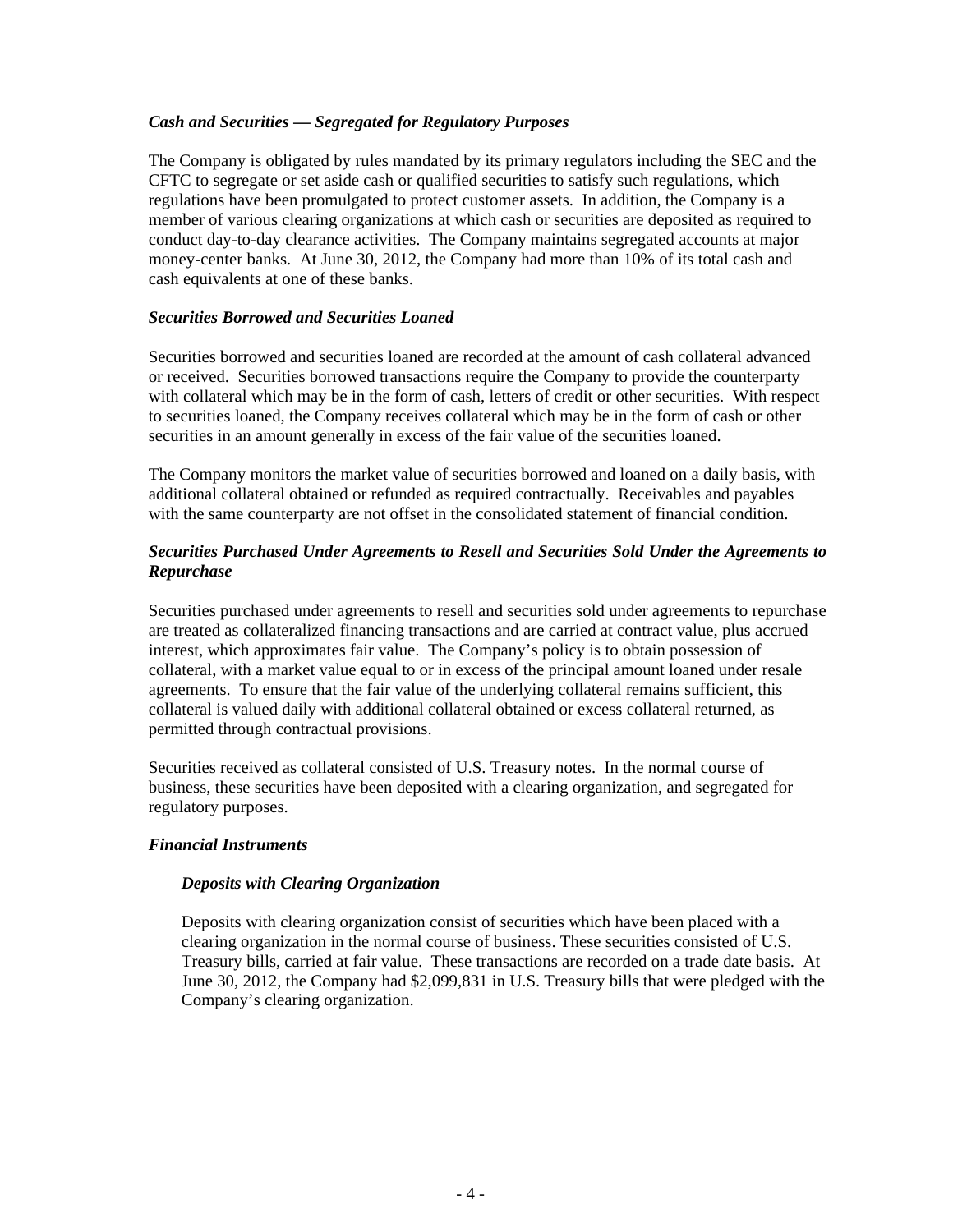***Cash and Securities — Segregated for Regulatory Purposes***

The Company is obligated by rules mandated by its primary regulators including the SEC and the CFTC to segregate or set aside cash or qualified securities to satisfy such regulations, which regulations have been promulgated to protect customer assets. In addition, the Company is a member of various clearing organizations at which cash or securities are deposited as required to conduct day-to-day clearance activities. The Company maintains segregated accounts at major money-center banks. At June 30, 2012, the Company had more than 10% of its total cash and cash equivalents at one of these banks.

***Securities Borrowed and Securities Loaned***

Securities borrowed and securities loaned are recorded at the amount of cash collateral advanced or received. Securities borrowed transactions require the Company to provide the counterparty with collateral which may be in the form of cash, letters of credit or other securities. With respect to securities loaned, the Company receives collateral which may be in the form of cash or other securities in an amount generally in excess of the fair value of the securities loaned.

The Company monitors the market value of securities borrowed and loaned on a daily basis, with additional collateral obtained or refunded as required contractually. Receivables and payables with the same counterparty are not offset in the consolidated statement of financial condition.

***Securities Purchased Under Agreements to Resell and Securities Sold Under the Agreements to Repurchase***

Securities purchased under agreements to resell and securities sold under agreements to repurchase are treated as collateralized financing transactions and are carried at contract value, plus accrued interest, which approximates fair value. The Company's policy is to obtain possession of collateral, with a market value equal to or in excess of the principal amount loaned under resale agreements. To ensure that the fair value of the underlying collateral remains sufficient, this collateral is valued daily with additional collateral obtained or excess collateral returned, as permitted through contractual provisions.

Securities received as collateral consisted of U.S. Treasury notes. In the normal course of business, these securities have been deposited with a clearing organization, and segregated for regulatory purposes.

***Financial Instruments***

***Deposits with Clearing Organization***

Deposits with clearing organization consist of securities which have been placed with a clearing organization in the normal course of business. These securities consisted of U.S. Treasury bills, carried at fair value. These transactions are recorded on a trade date basis. At June 30, 2012, the Company had $2,099,831 in U.S. Treasury bills that were pledged with the Company's clearing organization.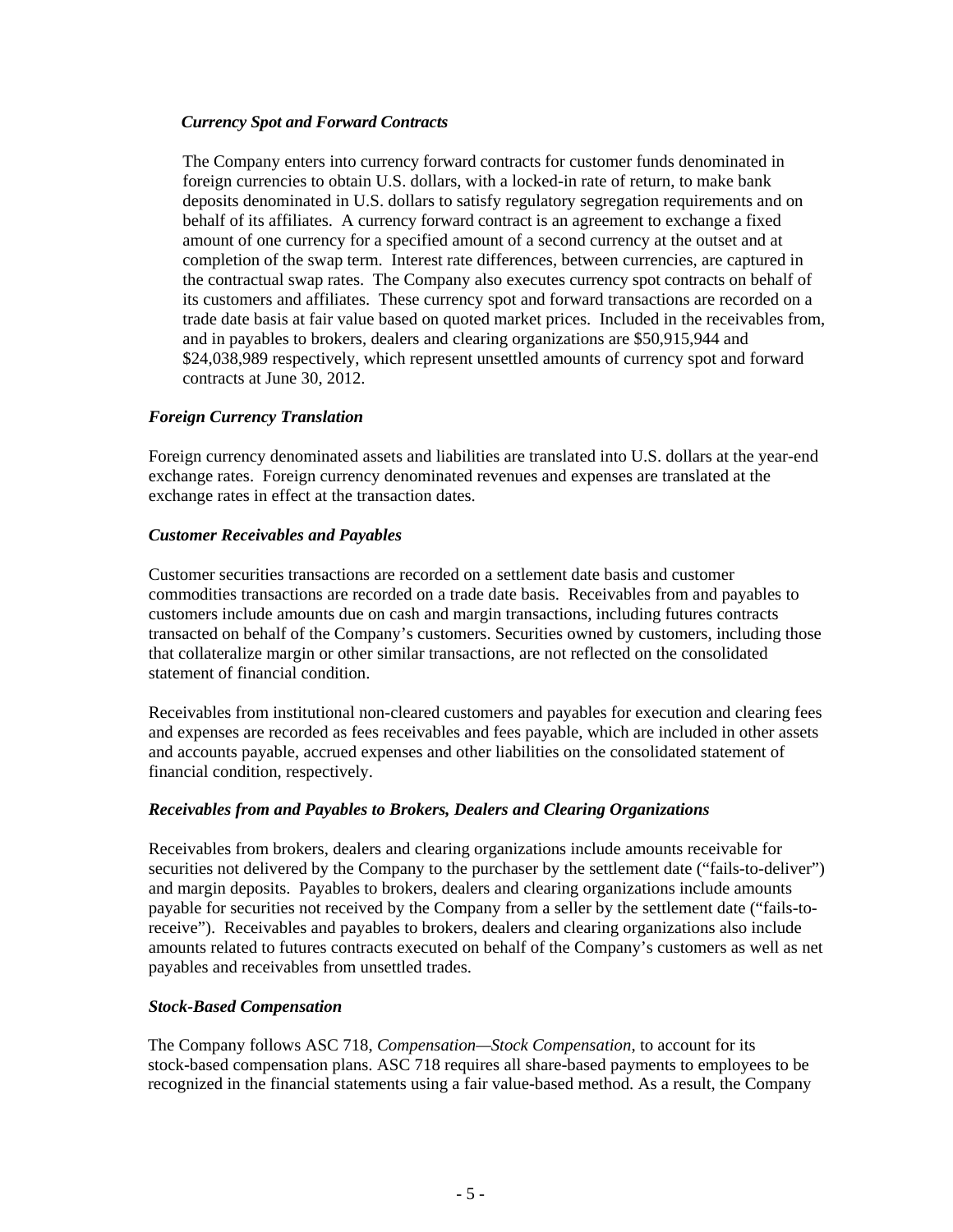### *Currency Spot and Forward Contracts*

The Company enters into currency forward contracts for customer funds denominated in foreign currencies to obtain U.S. dollars, with a locked-in rate of return, to make bank deposits denominated in U.S. dollars to satisfy regulatory segregation requirements and on behalf of its affiliates. A currency forward contract is an agreement to exchange a fixed amount of one currency for a specified amount of a second currency at the outset and at completion of the swap term. Interest rate differences, between currencies, are captured in the contractual swap rates. The Company also executes currency spot contracts on behalf of its customers and affiliates. These currency spot and forward transactions are recorded on a trade date basis at fair value based on quoted market prices. Included in the receivables from, and in payables to brokers, dealers and clearing organizations are $50,915,944 and $24,038,989 respectively, which represent unsettled amounts of currency spot and forward contracts at June 30, 2012.

### *Foreign Currency Translation*

Foreign currency denominated assets and liabilities are translated into U.S. dollars at the year-end exchange rates. Foreign currency denominated revenues and expenses are translated at the exchange rates in effect at the transaction dates.

### *Customer Receivables and Payables*

Customer securities transactions are recorded on a settlement date basis and customer commodities transactions are recorded on a trade date basis. Receivables from and payables to customers include amounts due on cash and margin transactions, including futures contracts transacted on behalf of the Company's customers. Securities owned by customers, including those that collateralize margin or other similar transactions, are not reflected on the consolidated statement of financial condition.

Receivables from institutional non-cleared customers and payables for execution and clearing fees and expenses are recorded as fees receivables and fees payable, which are included in other assets and accounts payable, accrued expenses and other liabilities on the consolidated statement of financial condition, respectively.

### *Receivables from and Payables to Brokers, Dealers and Clearing Organizations*

Receivables from brokers, dealers and clearing organizations include amounts receivable for securities not delivered by the Company to the purchaser by the settlement date ("fails-to-deliver") and margin deposits. Payables to brokers, dealers and clearing organizations include amounts payable for securities not received by the Company from a seller by the settlement date ("fails-to-receive"). Receivables and payables to brokers, dealers and clearing organizations also include amounts related to futures contracts executed on behalf of the Company's customers as well as net payables and receivables from unsettled trades.

### *Stock-Based Compensation*

The Company follows ASC 718, *Compensation—Stock Compensation*, to account for its stock-based compensation plans. ASC 718 requires all share-based payments to employees to be recognized in the financial statements using a fair value-based method. As a result, the Company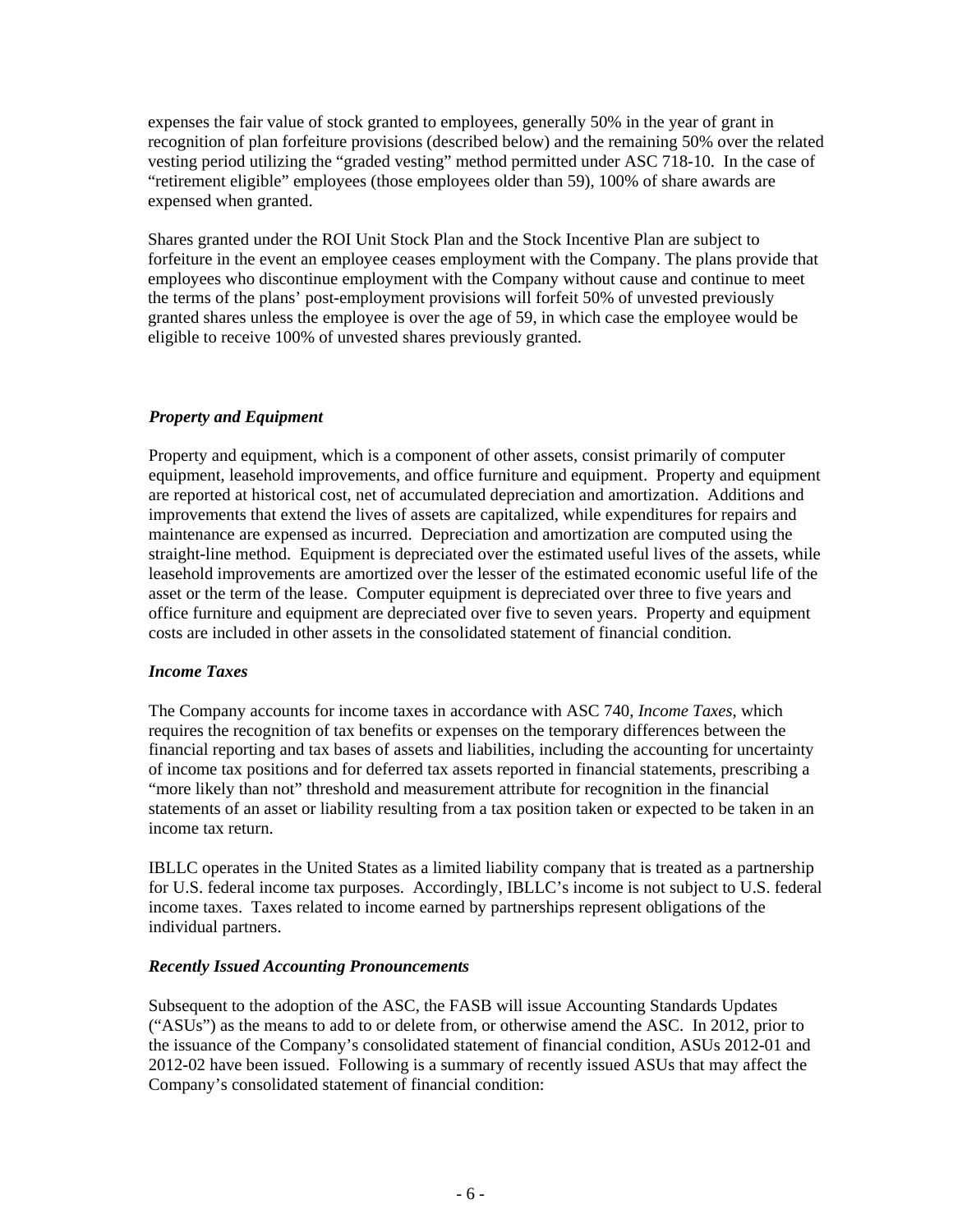expenses the fair value of stock granted to employees, generally 50% in the year of grant in recognition of plan forfeiture provisions (described below) and the remaining 50% over the related vesting period utilizing the "graded vesting" method permitted under ASC 718-10. In the case of "retirement eligible" employees (those employees older than 59), 100% of share awards are expensed when granted.

Shares granted under the ROI Unit Stock Plan and the Stock Incentive Plan are subject to forfeiture in the event an employee ceases employment with the Company. The plans provide that employees who discontinue employment with the Company without cause and continue to meet the terms of the plans' post-employment provisions will forfeit 50% of unvested previously granted shares unless the employee is over the age of 59, in which case the employee would be eligible to receive 100% of unvested shares previously granted.

***Property and Equipment***

Property and equipment, which is a component of other assets, consist primarily of computer equipment, leasehold improvements, and office furniture and equipment. Property and equipment are reported at historical cost, net of accumulated depreciation and amortization. Additions and improvements that extend the lives of assets are capitalized, while expenditures for repairs and maintenance are expensed as incurred. Depreciation and amortization are computed using the straight-line method. Equipment is depreciated over the estimated useful lives of the assets, while leasehold improvements are amortized over the lesser of the estimated economic useful life of the asset or the term of the lease. Computer equipment is depreciated over three to five years and office furniture and equipment are depreciated over five to seven years. Property and equipment costs are included in other assets in the consolidated statement of financial condition.

***Income Taxes***

The Company accounts for income taxes in accordance with ASC 740, *Income Taxes*, which requires the recognition of tax benefits or expenses on the temporary differences between the financial reporting and tax bases of assets and liabilities, including the accounting for uncertainty of income tax positions and for deferred tax assets reported in financial statements, prescribing a "more likely than not" threshold and measurement attribute for recognition in the financial statements of an asset or liability resulting from a tax position taken or expected to be taken in an income tax return.

IBLLC operates in the United States as a limited liability company that is treated as a partnership for U.S. federal income tax purposes. Accordingly, IBLLC's income is not subject to U.S. federal income taxes. Taxes related to income earned by partnerships represent obligations of the individual partners.

***Recently Issued Accounting Pronouncements***

Subsequent to the adoption of the ASC, the FASB will issue Accounting Standards Updates ("ASUs") as the means to add to or delete from, or otherwise amend the ASC. In 2012, prior to the issuance of the Company's consolidated statement of financial condition, ASUs 2012-01 and 2012-02 have been issued. Following is a summary of recently issued ASUs that may affect the Company's consolidated statement of financial condition: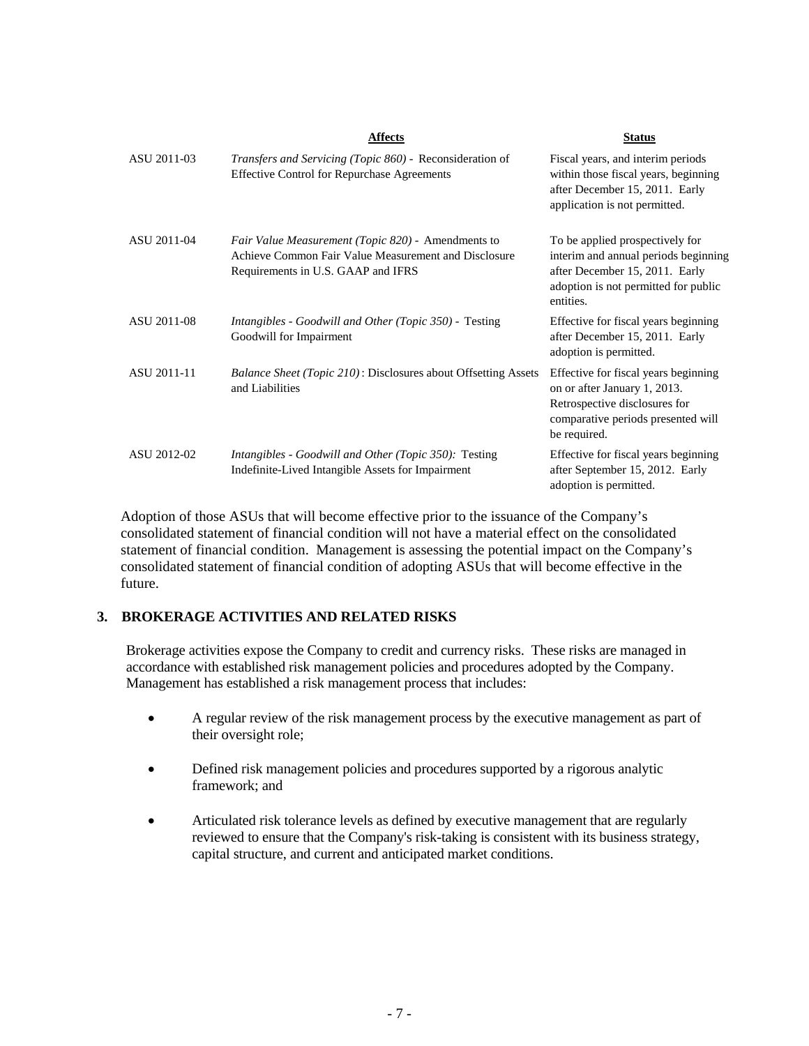| | Affects | Status |
|---|---|---|
| ASU 2011-03 | *Transfers and Servicing (Topic 860)* - Reconsideration of Effective Control for Repurchase Agreements | Fiscal years, and interim periods within those fiscal years, beginning after December 15, 2011. Early application is not permitted. |
| ASU 2011-04 | *Fair Value Measurement (Topic 820)* - Amendments to Achieve Common Fair Value Measurement and Disclosure Requirements in U.S. GAAP and IFRS | To be applied prospectively for interim and annual periods beginning after December 15, 2011. Early adoption is not permitted for public entities. |
| ASU 2011-08 | *Intangibles - Goodwill and Other (Topic 350)* - Testing Goodwill for Impairment | Effective for fiscal years beginning after December 15, 2011. Early adoption is permitted. |
| ASU 2011-11 | *Balance Sheet (Topic 210)*: Disclosures about Offsetting Assets and Liabilities | Effective for fiscal years beginning on or after January 1, 2013. Retrospective disclosures for comparative periods presented will be required. |
| ASU 2012-02 | *Intangibles - Goodwill and Other (Topic 350):* Testing Indefinite-Lived Intangible Assets for Impairment | Effective for fiscal years beginning after September 15, 2012. Early adoption is permitted. |

Adoption of those ASUs that will become effective prior to the issuance of the Company's consolidated statement of financial condition will not have a material effect on the consolidated statement of financial condition. Management is assessing the potential impact on the Company's consolidated statement of financial condition of adopting ASUs that will become effective in the future.

## 3. BROKERAGE ACTIVITIES AND RELATED RISKS

Brokerage activities expose the Company to credit and currency risks. These risks are managed in accordance with established risk management policies and procedures adopted by the Company. Management has established a risk management process that includes:

- A regular review of the risk management process by the executive management as part of their oversight role;
- Defined risk management policies and procedures supported by a rigorous analytic framework; and
- Articulated risk tolerance levels as defined by executive management that are regularly reviewed to ensure that the Company's risk-taking is consistent with its business strategy, capital structure, and current and anticipated market conditions.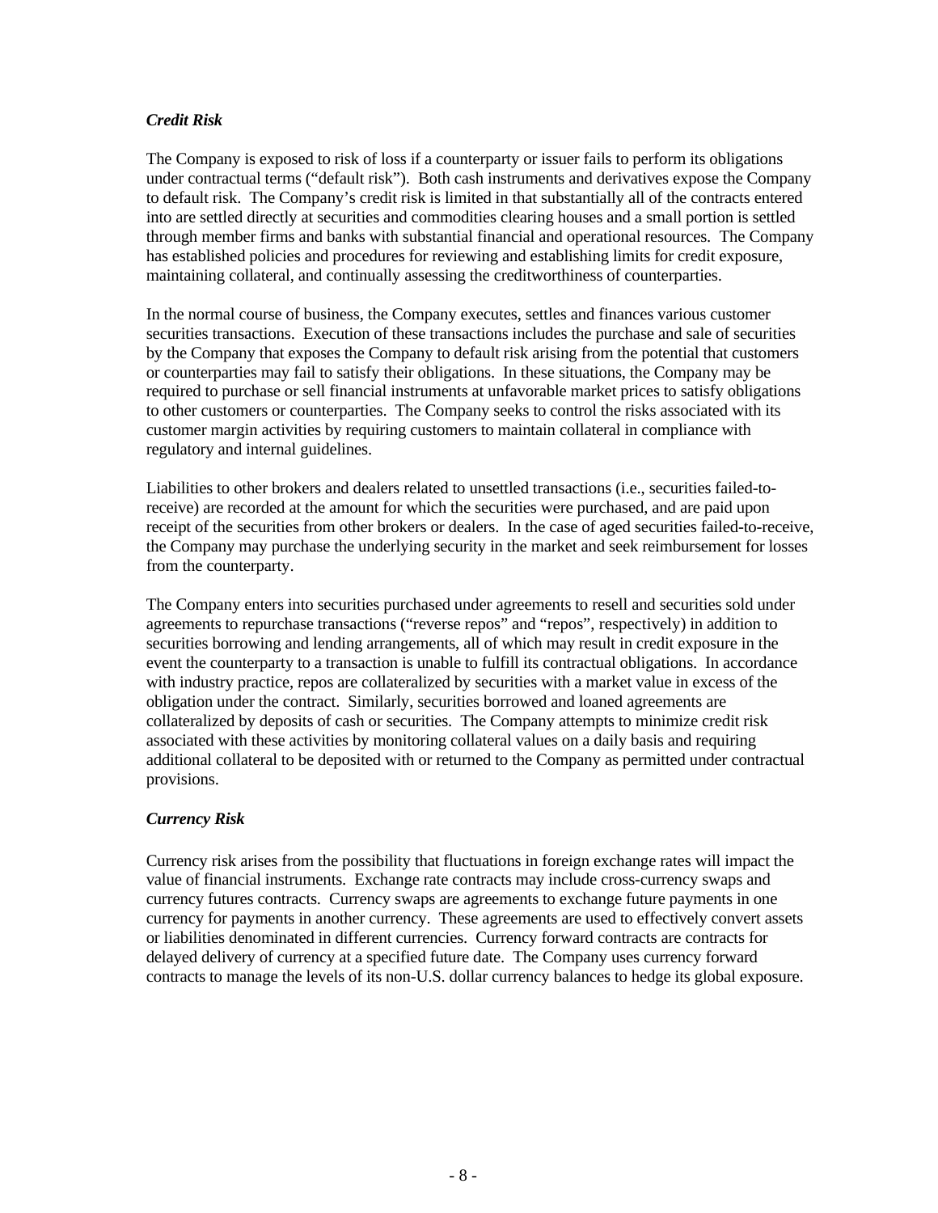### *Credit Risk*

The Company is exposed to risk of loss if a counterparty or issuer fails to perform its obligations under contractual terms ("default risk"). Both cash instruments and derivatives expose the Company to default risk. The Company's credit risk is limited in that substantially all of the contracts entered into are settled directly at securities and commodities clearing houses and a small portion is settled through member firms and banks with substantial financial and operational resources. The Company has established policies and procedures for reviewing and establishing limits for credit exposure, maintaining collateral, and continually assessing the creditworthiness of counterparties.

In the normal course of business, the Company executes, settles and finances various customer securities transactions. Execution of these transactions includes the purchase and sale of securities by the Company that exposes the Company to default risk arising from the potential that customers or counterparties may fail to satisfy their obligations. In these situations, the Company may be required to purchase or sell financial instruments at unfavorable market prices to satisfy obligations to other customers or counterparties. The Company seeks to control the risks associated with its customer margin activities by requiring customers to maintain collateral in compliance with regulatory and internal guidelines.

Liabilities to other brokers and dealers related to unsettled transactions (i.e., securities failed-to-receive) are recorded at the amount for which the securities were purchased, and are paid upon receipt of the securities from other brokers or dealers. In the case of aged securities failed-to-receive, the Company may purchase the underlying security in the market and seek reimbursement for losses from the counterparty.

The Company enters into securities purchased under agreements to resell and securities sold under agreements to repurchase transactions ("reverse repos" and "repos", respectively) in addition to securities borrowing and lending arrangements, all of which may result in credit exposure in the event the counterparty to a transaction is unable to fulfill its contractual obligations. In accordance with industry practice, repos are collateralized by securities with a market value in excess of the obligation under the contract. Similarly, securities borrowed and loaned agreements are collateralized by deposits of cash or securities. The Company attempts to minimize credit risk associated with these activities by monitoring collateral values on a daily basis and requiring additional collateral to be deposited with or returned to the Company as permitted under contractual provisions.

### *Currency Risk*

Currency risk arises from the possibility that fluctuations in foreign exchange rates will impact the value of financial instruments. Exchange rate contracts may include cross-currency swaps and currency futures contracts. Currency swaps are agreements to exchange future payments in one currency for payments in another currency. These agreements are used to effectively convert assets or liabilities denominated in different currencies. Currency forward contracts are contracts for delayed delivery of currency at a specified future date. The Company uses currency forward contracts to manage the levels of its non-U.S. dollar currency balances to hedge its global exposure.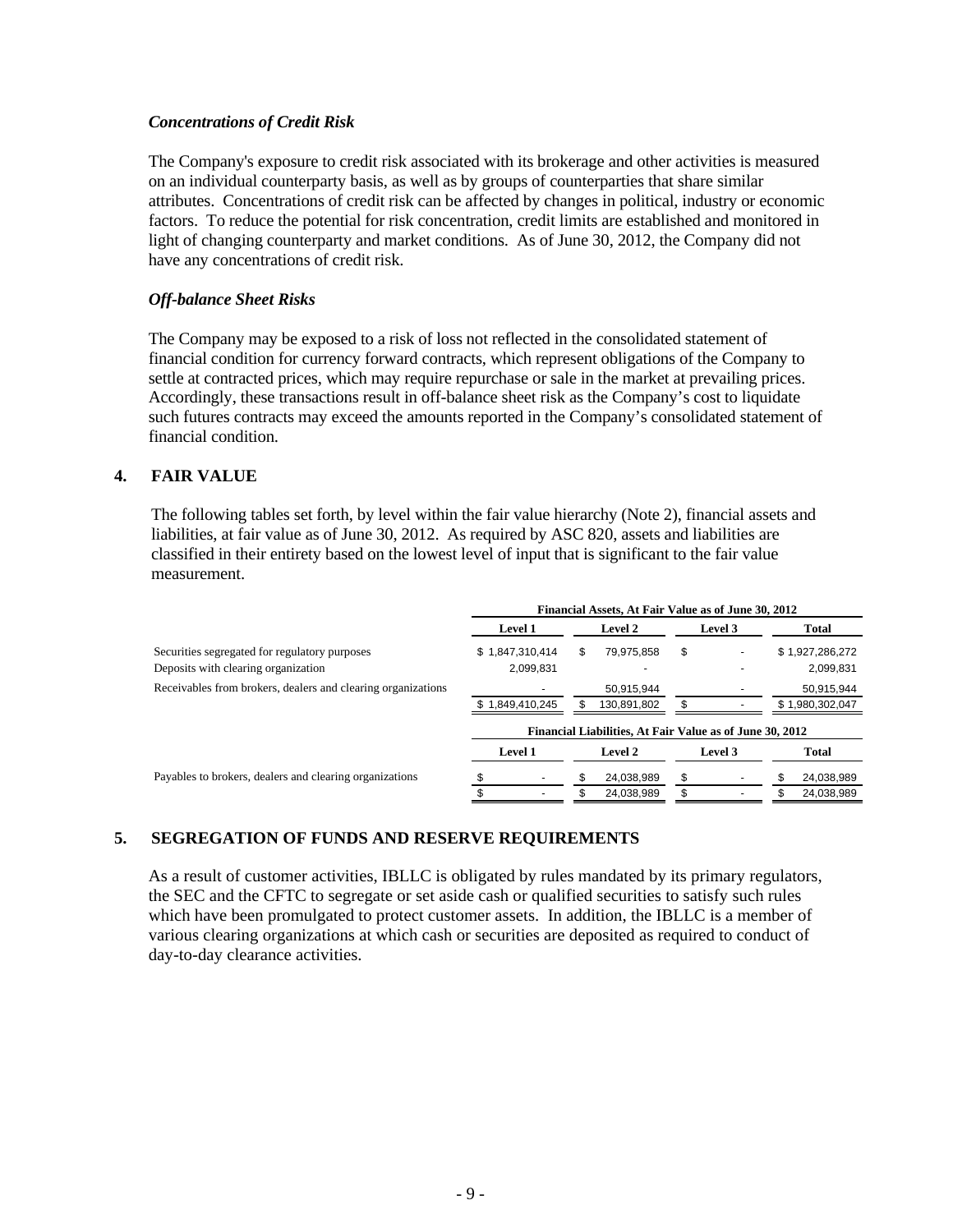### *Concentrations of Credit Risk*

The Company's exposure to credit risk associated with its brokerage and other activities is measured on an individual counterparty basis, as well as by groups of counterparties that share similar attributes. Concentrations of credit risk can be affected by changes in political, industry or economic factors. To reduce the potential for risk concentration, credit limits are established and monitored in light of changing counterparty and market conditions. As of June 30, 2012, the Company did not have any concentrations of credit risk.

### *Off-balance Sheet Risks*

The Company may be exposed to a risk of loss not reflected in the consolidated statement of financial condition for currency forward contracts, which represent obligations of the Company to settle at contracted prices, which may require repurchase or sale in the market at prevailing prices. Accordingly, these transactions result in off-balance sheet risk as the Company's cost to liquidate such futures contracts may exceed the amounts reported in the Company's consolidated statement of financial condition.

## 4. FAIR VALUE

The following tables set forth, by level within the fair value hierarchy (Note 2), financial assets and liabilities, at fair value as of June 30, 2012. As required by ASC 820, assets and liabilities are classified in their entirety based on the lowest level of input that is significant to the fair value measurement.

| | Financial Assets, At Fair Value as of June 30, 2012 | | | |
|---|---|---|---|---|
| | **Level 1** | **Level 2** | **Level 3** | **Total** |
| Securities segregated for regulatory purposes | $ 1,847,310,414 | $ 79,975,858 | $ - | $ 1,927,286,272 |
| Deposits with clearing organization | 2,099,831 | - | - | 2,099,831 |
| Receivables from brokers, dealers and clearing organizations | - | 50,915,944 | - | 50,915,944 |
| | $ 1,849,410,245 | $ 130,891,802 | $ - | $ 1,980,302,047 |

| | Financial Liabilities, At Fair Value as of June 30, 2012 | | | |
|---|---|---|---|---|
| | **Level 1** | **Level 2** | **Level 3** | **Total** |
| Payables to brokers, dealers and clearing organizations | $ - | $ 24,038,989 | $ - | $ 24,038,989 |
| | $ - | $ 24,038,989 | $ - | $ 24,038,989 |

## 5. SEGREGATION OF FUNDS AND RESERVE REQUIREMENTS

As a result of customer activities, IBLLC is obligated by rules mandated by its primary regulators, the SEC and the CFTC to segregate or set aside cash or qualified securities to satisfy such rules which have been promulgated to protect customer assets. In addition, the IBLLC is a member of various clearing organizations at which cash or securities are deposited as required to conduct of day-to-day clearance activities.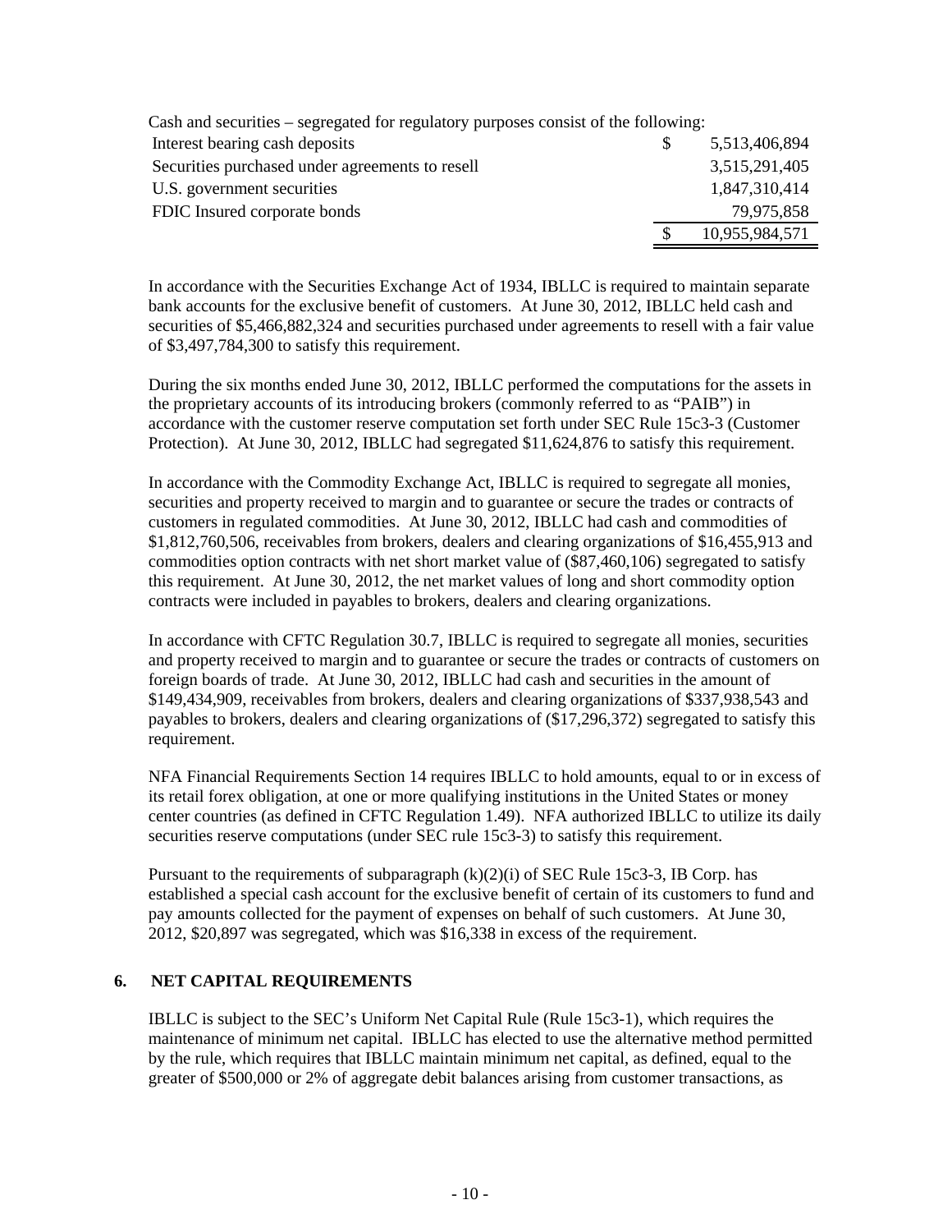Cash and securities – segregated for regulatory purposes consist of the following:

| | | |
|---|---|---|
| Interest bearing cash deposits | $ | 5,513,406,894 |
| Securities purchased under agreements to resell | | 3,515,291,405 |
| U.S. government securities | | 1,847,310,414 |
| FDIC Insured corporate bonds | | 79,975,858 |
| | $ | 10,955,984,571 |

In accordance with the Securities Exchange Act of 1934, IBLLC is required to maintain separate bank accounts for the exclusive benefit of customers. At June 30, 2012, IBLLC held cash and securities of $5,466,882,324 and securities purchased under agreements to resell with a fair value of $3,497,784,300 to satisfy this requirement.

During the six months ended June 30, 2012, IBLLC performed the computations for the assets in the proprietary accounts of its introducing brokers (commonly referred to as "PAIB") in accordance with the customer reserve computation set forth under SEC Rule 15c3-3 (Customer Protection). At June 30, 2012, IBLLC had segregated $11,624,876 to satisfy this requirement.

In accordance with the Commodity Exchange Act, IBLLC is required to segregate all monies, securities and property received to margin and to guarantee or secure the trades or contracts of customers in regulated commodities. At June 30, 2012, IBLLC had cash and commodities of $1,812,760,506, receivables from brokers, dealers and clearing organizations of $16,455,913 and commodities option contracts with net short market value of ($87,460,106) segregated to satisfy this requirement. At June 30, 2012, the net market values of long and short commodity option contracts were included in payables to brokers, dealers and clearing organizations.

In accordance with CFTC Regulation 30.7, IBLLC is required to segregate all monies, securities and property received to margin and to guarantee or secure the trades or contracts of customers on foreign boards of trade. At June 30, 2012, IBLLC had cash and securities in the amount of $149,434,909, receivables from brokers, dealers and clearing organizations of $337,938,543 and payables to brokers, dealers and clearing organizations of ($17,296,372) segregated to satisfy this requirement.

NFA Financial Requirements Section 14 requires IBLLC to hold amounts, equal to or in excess of its retail forex obligation, at one or more qualifying institutions in the United States or money center countries (as defined in CFTC Regulation 1.49). NFA authorized IBLLC to utilize its daily securities reserve computations (under SEC rule 15c3-3) to satisfy this requirement.

Pursuant to the requirements of subparagraph (k)(2)(i) of SEC Rule 15c3-3, IB Corp. has established a special cash account for the exclusive benefit of certain of its customers to fund and pay amounts collected for the payment of expenses on behalf of such customers. At June 30, 2012, $20,897 was segregated, which was $16,338 in excess of the requirement.

## 6. NET CAPITAL REQUIREMENTS

IBLLC is subject to the SEC's Uniform Net Capital Rule (Rule 15c3-1), which requires the maintenance of minimum net capital. IBLLC has elected to use the alternative method permitted by the rule, which requires that IBLLC maintain minimum net capital, as defined, equal to the greater of $500,000 or 2% of aggregate debit balances arising from customer transactions, as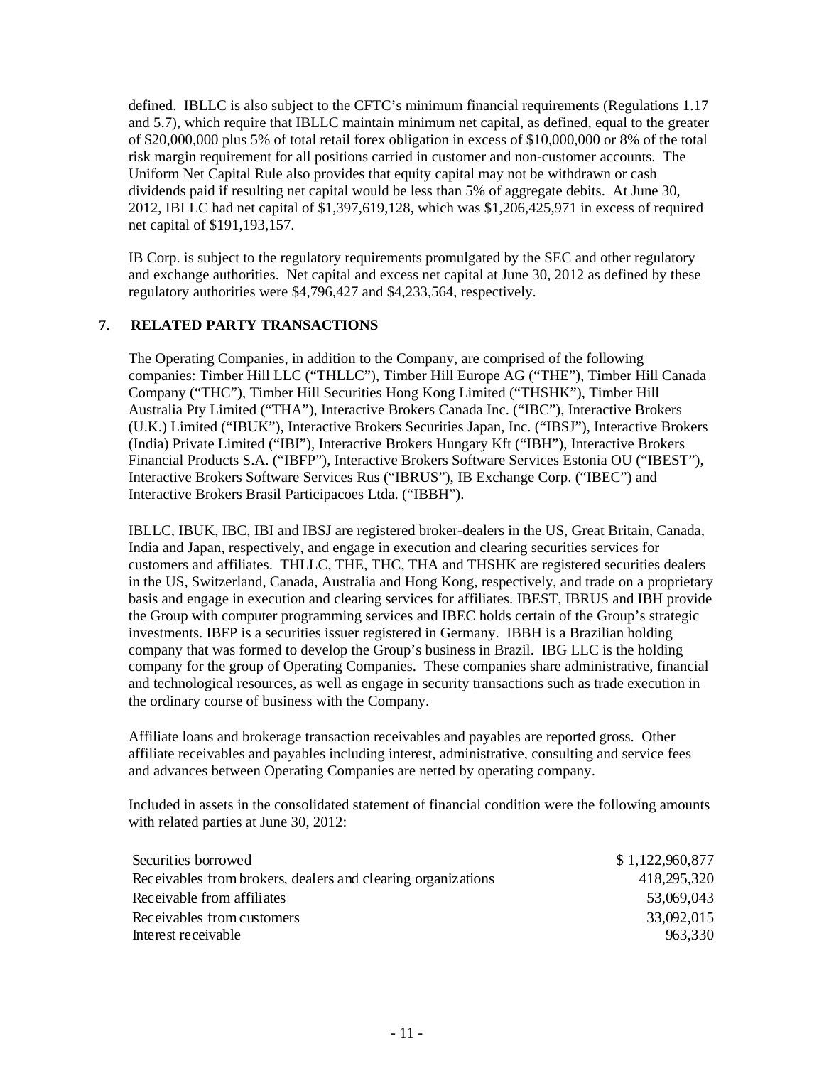defined. IBLLC is also subject to the CFTC's minimum financial requirements (Regulations 1.17 and 5.7), which require that IBLLC maintain minimum net capital, as defined, equal to the greater of $20,000,000 plus 5% of total retail forex obligation in excess of $10,000,000 or 8% of the total risk margin requirement for all positions carried in customer and non-customer accounts. The Uniform Net Capital Rule also provides that equity capital may not be withdrawn or cash dividends paid if resulting net capital would be less than 5% of aggregate debits. At June 30, 2012, IBLLC had net capital of $1,397,619,128, which was $1,206,425,971 in excess of required net capital of $191,193,157.

IB Corp. is subject to the regulatory requirements promulgated by the SEC and other regulatory and exchange authorities. Net capital and excess net capital at June 30, 2012 as defined by these regulatory authorities were $4,796,427 and $4,233,564, respectively.

## 7. RELATED PARTY TRANSACTIONS

The Operating Companies, in addition to the Company, are comprised of the following companies: Timber Hill LLC ("THLLC"), Timber Hill Europe AG ("THE"), Timber Hill Canada Company ("THC"), Timber Hill Securities Hong Kong Limited ("THSHK"), Timber Hill Australia Pty Limited ("THA"), Interactive Brokers Canada Inc. ("IBC"), Interactive Brokers (U.K.) Limited ("IBUK"), Interactive Brokers Securities Japan, Inc. ("IBSJ"), Interactive Brokers (India) Private Limited ("IBI"), Interactive Brokers Hungary Kft ("IBH"), Interactive Brokers Financial Products S.A. ("IBFP"), Interactive Brokers Software Services Estonia OU ("IBEST"), Interactive Brokers Software Services Rus ("IBRUS"), IB Exchange Corp. ("IBEC") and Interactive Brokers Brasil Participacoes Ltda. ("IBBH").

IBLLC, IBUK, IBC, IBI and IBSJ are registered broker-dealers in the US, Great Britain, Canada, India and Japan, respectively, and engage in execution and clearing securities services for customers and affiliates. THLLC, THE, THC, THA and THSHK are registered securities dealers in the US, Switzerland, Canada, Australia and Hong Kong, respectively, and trade on a proprietary basis and engage in execution and clearing services for affiliates. IBEST, IBRUS and IBH provide the Group with computer programming services and IBEC holds certain of the Group's strategic investments. IBFP is a securities issuer registered in Germany. IBBH is a Brazilian holding company that was formed to develop the Group's business in Brazil. IBG LLC is the holding company for the group of Operating Companies. These companies share administrative, financial and technological resources, as well as engage in security transactions such as trade execution in the ordinary course of business with the Company.

Affiliate loans and brokerage transaction receivables and payables are reported gross. Other affiliate receivables and payables including interest, administrative, consulting and service fees and advances between Operating Companies are netted by operating company.

Included in assets in the consolidated statement of financial condition were the following amounts with related parties at June 30, 2012:

| | |
|---|---|
| Securities borrowed | $ 1,122,960,877 |
| Receivables from brokers, dealers and clearing organizations | 418,295,320 |
| Receivable from affiliates | 53,069,043 |
| Receivables from customers | 33,092,015 |
| Interest receivable | 963,330 |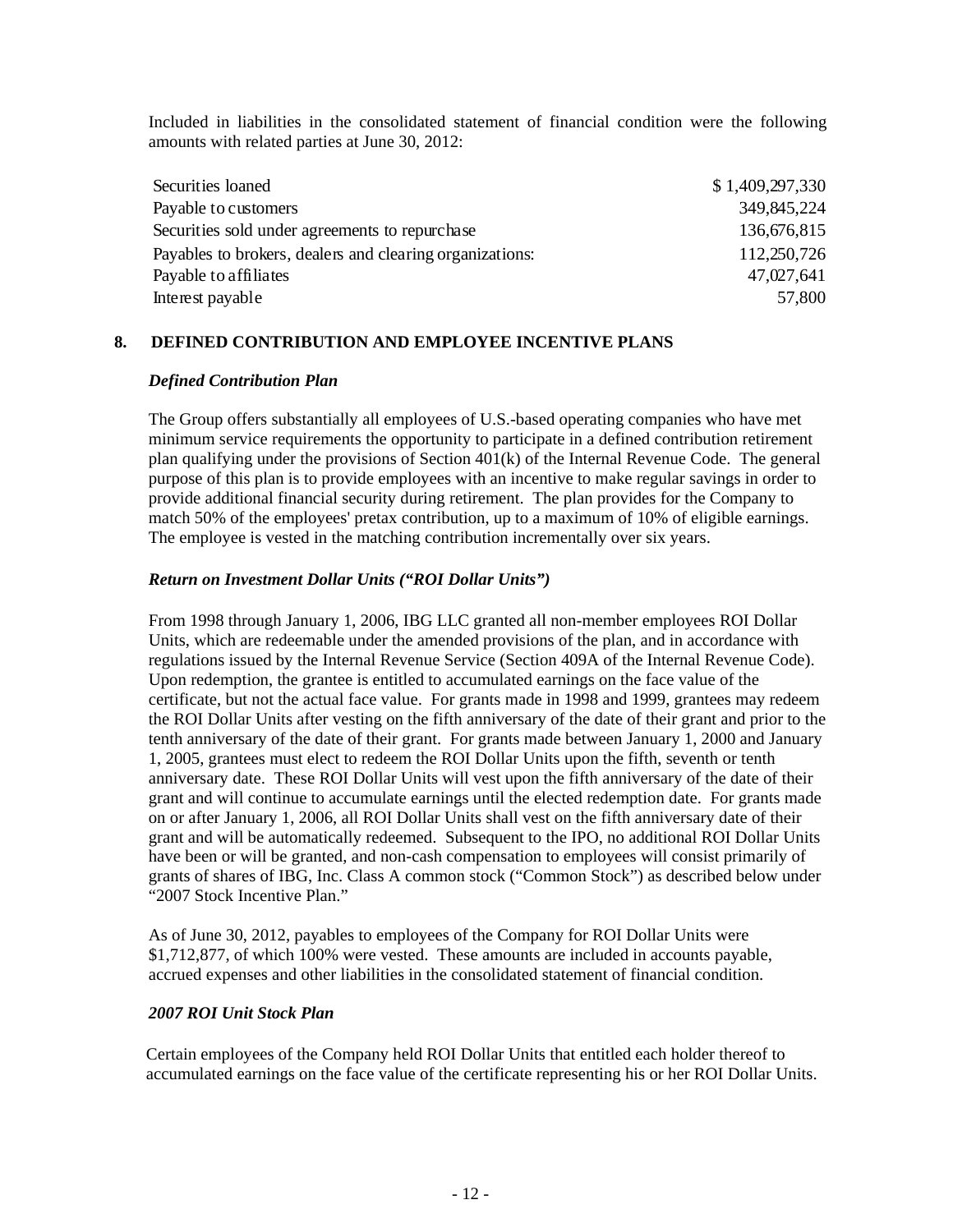Included in liabilities in the consolidated statement of financial condition were the following amounts with related parties at June 30, 2012:

| | |
|---|---|
| Securities loaned | $ 1,409,297,330 |
| Payable to customers | 349,845,224 |
| Securities sold under agreements to repurchase | 136,676,815 |
| Payables to brokers, dealers and clearing organizations: | 112,250,726 |
| Payable to affiliates | 47,027,641 |
| Interest payable | 57,800 |

## 8. DEFINED CONTRIBUTION AND EMPLOYEE INCENTIVE PLANS

### *Defined Contribution Plan*

The Group offers substantially all employees of U.S.-based operating companies who have met minimum service requirements the opportunity to participate in a defined contribution retirement plan qualifying under the provisions of Section 401(k) of the Internal Revenue Code. The general purpose of this plan is to provide employees with an incentive to make regular savings in order to provide additional financial security during retirement. The plan provides for the Company to match 50% of the employees' pretax contribution, up to a maximum of 10% of eligible earnings. The employee is vested in the matching contribution incrementally over six years.

### *Return on Investment Dollar Units ("ROI Dollar Units")*

From 1998 through January 1, 2006, IBG LLC granted all non-member employees ROI Dollar Units, which are redeemable under the amended provisions of the plan, and in accordance with regulations issued by the Internal Revenue Service (Section 409A of the Internal Revenue Code). Upon redemption, the grantee is entitled to accumulated earnings on the face value of the certificate, but not the actual face value. For grants made in 1998 and 1999, grantees may redeem the ROI Dollar Units after vesting on the fifth anniversary of the date of their grant and prior to the tenth anniversary of the date of their grant. For grants made between January 1, 2000 and January 1, 2005, grantees must elect to redeem the ROI Dollar Units upon the fifth, seventh or tenth anniversary date. These ROI Dollar Units will vest upon the fifth anniversary of the date of their grant and will continue to accumulate earnings until the elected redemption date. For grants made on or after January 1, 2006, all ROI Dollar Units shall vest on the fifth anniversary date of their grant and will be automatically redeemed. Subsequent to the IPO, no additional ROI Dollar Units have been or will be granted, and non-cash compensation to employees will consist primarily of grants of shares of IBG, Inc. Class A common stock ("Common Stock") as described below under "2007 Stock Incentive Plan."

As of June 30, 2012, payables to employees of the Company for ROI Dollar Units were $1,712,877, of which 100% were vested. These amounts are included in accounts payable, accrued expenses and other liabilities in the consolidated statement of financial condition.

### *2007 ROI Unit Stock Plan*

Certain employees of the Company held ROI Dollar Units that entitled each holder thereof to accumulated earnings on the face value of the certificate representing his or her ROI Dollar Units.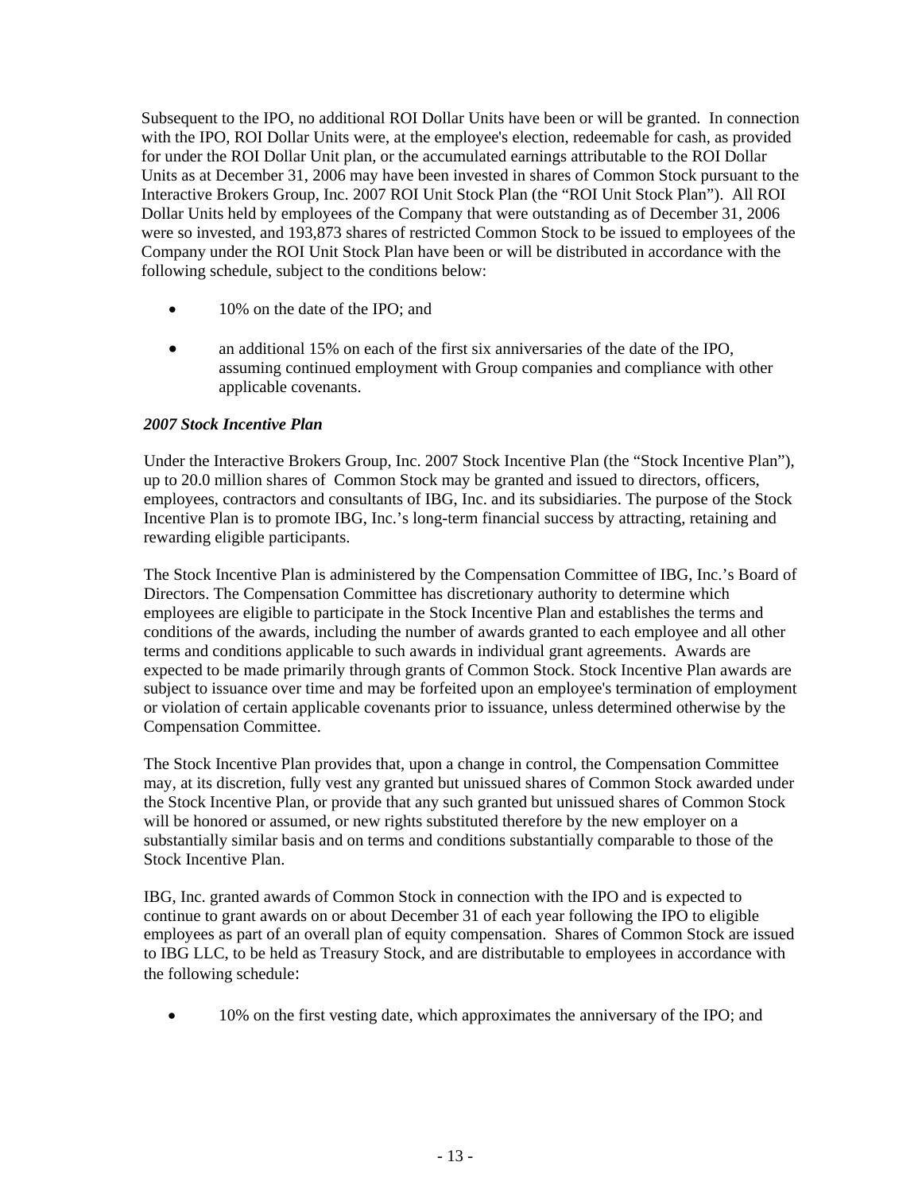Subsequent to the IPO, no additional ROI Dollar Units have been or will be granted. In connection with the IPO, ROI Dollar Units were, at the employee's election, redeemable for cash, as provided for under the ROI Dollar Unit plan, or the accumulated earnings attributable to the ROI Dollar Units as at December 31, 2006 may have been invested in shares of Common Stock pursuant to the Interactive Brokers Group, Inc. 2007 ROI Unit Stock Plan (the "ROI Unit Stock Plan"). All ROI Dollar Units held by employees of the Company that were outstanding as of December 31, 2006 were so invested, and 193,873 shares of restricted Common Stock to be issued to employees of the Company under the ROI Unit Stock Plan have been or will be distributed in accordance with the following schedule, subject to the conditions below:

- 10% on the date of the IPO; and
- an additional 15% on each of the first six anniversaries of the date of the IPO, assuming continued employment with Group companies and compliance with other applicable covenants.

***2007 Stock Incentive Plan***

Under the Interactive Brokers Group, Inc. 2007 Stock Incentive Plan (the "Stock Incentive Plan"), up to 20.0 million shares of Common Stock may be granted and issued to directors, officers, employees, contractors and consultants of IBG, Inc. and its subsidiaries. The purpose of the Stock Incentive Plan is to promote IBG, Inc.'s long-term financial success by attracting, retaining and rewarding eligible participants.

The Stock Incentive Plan is administered by the Compensation Committee of IBG, Inc.'s Board of Directors. The Compensation Committee has discretionary authority to determine which employees are eligible to participate in the Stock Incentive Plan and establishes the terms and conditions of the awards, including the number of awards granted to each employee and all other terms and conditions applicable to such awards in individual grant agreements. Awards are expected to be made primarily through grants of Common Stock. Stock Incentive Plan awards are subject to issuance over time and may be forfeited upon an employee's termination of employment or violation of certain applicable covenants prior to issuance, unless determined otherwise by the Compensation Committee.

The Stock Incentive Plan provides that, upon a change in control, the Compensation Committee may, at its discretion, fully vest any granted but unissued shares of Common Stock awarded under the Stock Incentive Plan, or provide that any such granted but unissued shares of Common Stock will be honored or assumed, or new rights substituted therefore by the new employer on a substantially similar basis and on terms and conditions substantially comparable to those of the Stock Incentive Plan.

IBG, Inc. granted awards of Common Stock in connection with the IPO and is expected to continue to grant awards on or about December 31 of each year following the IPO to eligible employees as part of an overall plan of equity compensation. Shares of Common Stock are issued to IBG LLC, to be held as Treasury Stock, and are distributable to employees in accordance with the following schedule:

- 10% on the first vesting date, which approximates the anniversary of the IPO; and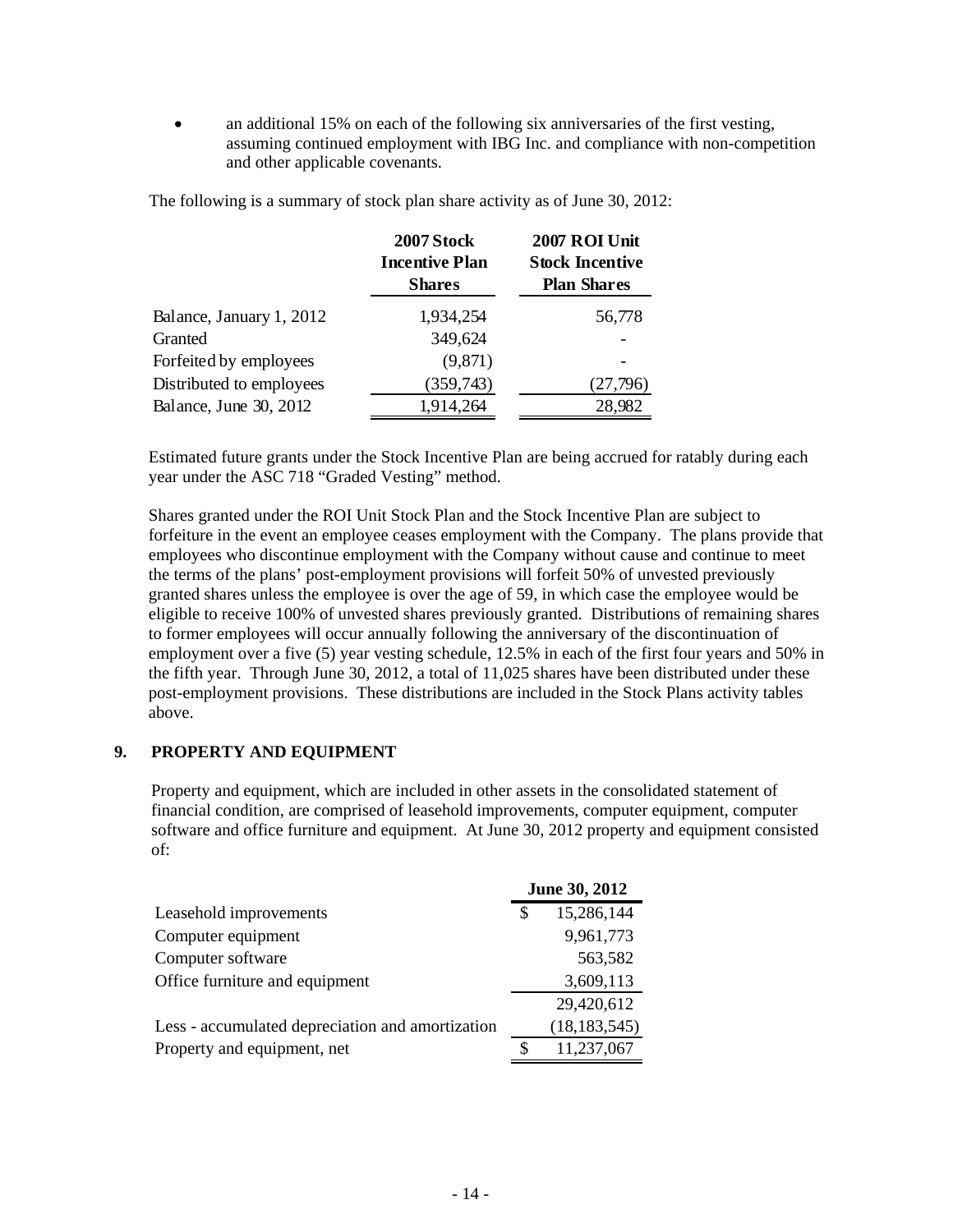- an additional 15% on each of the following six anniversaries of the first vesting, assuming continued employment with IBG Inc. and compliance with non-competition and other applicable covenants.

The following is a summary of stock plan share activity as of June 30, 2012:

| | 2007 Stock Incentive Plan Shares | 2007 ROI Unit Stock Incentive Plan Shares |
|---|---|---|
| Balance, January 1, 2012 | 1,934,254 | 56,778 |
| Granted | 349,624 | - |
| Forfeited by employees | (9,871) | - |
| Distributed to employees | (359,743) | (27,796) |
| Balance, June 30, 2012 | 1,914,264 | 28,982 |

Estimated future grants under the Stock Incentive Plan are being accrued for ratably during each year under the ASC 718 "Graded Vesting" method.

Shares granted under the ROI Unit Stock Plan and the Stock Incentive Plan are subject to forfeiture in the event an employee ceases employment with the Company. The plans provide that employees who discontinue employment with the Company without cause and continue to meet the terms of the plans' post-employment provisions will forfeit 50% of unvested previously granted shares unless the employee is over the age of 59, in which case the employee would be eligible to receive 100% of unvested shares previously granted. Distributions of remaining shares to former employees will occur annually following the anniversary of the discontinuation of employment over a five (5) year vesting schedule, 12.5% in each of the first four years and 50% in the fifth year. Through June 30, 2012, a total of 11,025 shares have been distributed under these post-employment provisions. These distributions are included in the Stock Plans activity tables above.

## 9. PROPERTY AND EQUIPMENT

Property and equipment, which are included in other assets in the consolidated statement of financial condition, are comprised of leasehold improvements, computer equipment, computer software and office furniture and equipment. At June 30, 2012 property and equipment consisted of:

| | June 30, 2012 |
|---|---|
| Leasehold improvements | $ 15,286,144 |
| Computer equipment | 9,961,773 |
| Computer software | 563,582 |
| Office furniture and equipment | 3,609,113 |
| | 29,420,612 |
| Less - accumulated depreciation and amortization | (18,183,545) |
| Property and equipment, net | $ 11,237,067 |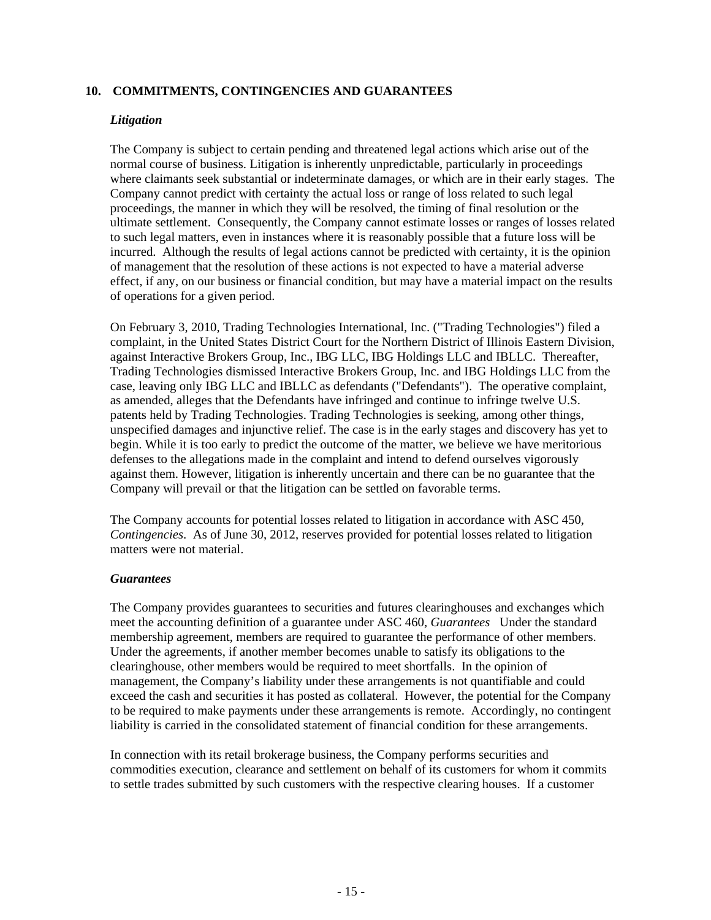## 10. COMMITMENTS, CONTINGENCIES AND GUARANTEES

### *Litigation*

The Company is subject to certain pending and threatened legal actions which arise out of the normal course of business. Litigation is inherently unpredictable, particularly in proceedings where claimants seek substantial or indeterminate damages, or which are in their early stages. The Company cannot predict with certainty the actual loss or range of loss related to such legal proceedings, the manner in which they will be resolved, the timing of final resolution or the ultimate settlement. Consequently, the Company cannot estimate losses or ranges of losses related to such legal matters, even in instances where it is reasonably possible that a future loss will be incurred. Although the results of legal actions cannot be predicted with certainty, it is the opinion of management that the resolution of these actions is not expected to have a material adverse effect, if any, on our business or financial condition, but may have a material impact on the results of operations for a given period.

On February 3, 2010, Trading Technologies International, Inc. ("Trading Technologies") filed a complaint, in the United States District Court for the Northern District of Illinois Eastern Division, against Interactive Brokers Group, Inc., IBG LLC, IBG Holdings LLC and IBLLC. Thereafter, Trading Technologies dismissed Interactive Brokers Group, Inc. and IBG Holdings LLC from the case, leaving only IBG LLC and IBLLC as defendants ("Defendants"). The operative complaint, as amended, alleges that the Defendants have infringed and continue to infringe twelve U.S. patents held by Trading Technologies. Trading Technologies is seeking, among other things, unspecified damages and injunctive relief. The case is in the early stages and discovery has yet to begin. While it is too early to predict the outcome of the matter, we believe we have meritorious defenses to the allegations made in the complaint and intend to defend ourselves vigorously against them. However, litigation is inherently uncertain and there can be no guarantee that the Company will prevail or that the litigation can be settled on favorable terms.

The Company accounts for potential losses related to litigation in accordance with ASC 450, *Contingencies*. As of June 30, 2012, reserves provided for potential losses related to litigation matters were not material.

### *Guarantees*

The Company provides guarantees to securities and futures clearinghouses and exchanges which meet the accounting definition of a guarantee under ASC 460, *Guarantees* Under the standard membership agreement, members are required to guarantee the performance of other members. Under the agreements, if another member becomes unable to satisfy its obligations to the clearinghouse, other members would be required to meet shortfalls. In the opinion of management, the Company's liability under these arrangements is not quantifiable and could exceed the cash and securities it has posted as collateral. However, the potential for the Company to be required to make payments under these arrangements is remote. Accordingly, no contingent liability is carried in the consolidated statement of financial condition for these arrangements.

In connection with its retail brokerage business, the Company performs securities and commodities execution, clearance and settlement on behalf of its customers for whom it commits to settle trades submitted by such customers with the respective clearing houses. If a customer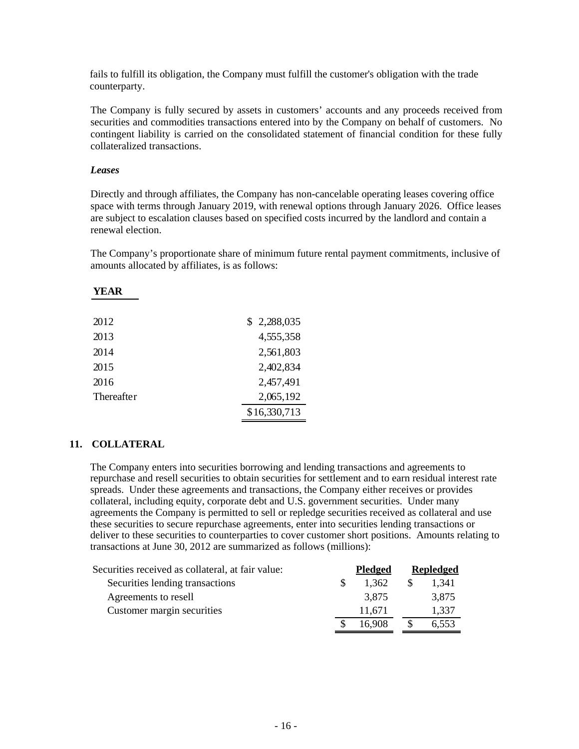fails to fulfill its obligation, the Company must fulfill the customer's obligation with the trade counterparty.

The Company is fully secured by assets in customers' accounts and any proceeds received from securities and commodities transactions entered into by the Company on behalf of customers. No contingent liability is carried on the consolidated statement of financial condition for these fully collateralized transactions.

***Leases***

Directly and through affiliates, the Company has non-cancelable operating leases covering office space with terms through January 2019, with renewal options through January 2026. Office leases are subject to escalation clauses based on specified costs incurred by the landlord and contain a renewal election.

The Company's proportionate share of minimum future rental payment commitments, inclusive of amounts allocated by affiliates, is as follows:

| **YEAR** | |
|---|---|
| 2012 | $ 2,288,035 |
| 2013 | 4,555,358 |
| 2014 | 2,561,803 |
| 2015 | 2,402,834 |
| 2016 | 2,457,491 |
| Thereafter | 2,065,192 |
| | $16,330,713 |

## 11. COLLATERAL

The Company enters into securities borrowing and lending transactions and agreements to repurchase and resell securities to obtain securities for settlement and to earn residual interest rate spreads. Under these agreements and transactions, the Company either receives or provides collateral, including equity, corporate debt and U.S. government securities. Under many agreements the Company is permitted to sell or repledge securities received as collateral and use these securities to secure repurchase agreements, enter into securities lending transactions or deliver to these securities to counterparties to cover customer short positions. Amounts relating to transactions at June 30, 2012 are summarized as follows (millions):

| Securities received as collateral, at fair value: | **Pledged** | **Repledged** |
|---|---|---|
| Securities lending transactions | $ 1,362 | $ 1,341 |
| Agreements to resell | 3,875 | 3,875 |
| Customer margin securities | 11,671 | 1,337 |
| | $ 16,908 | $ 6,553 |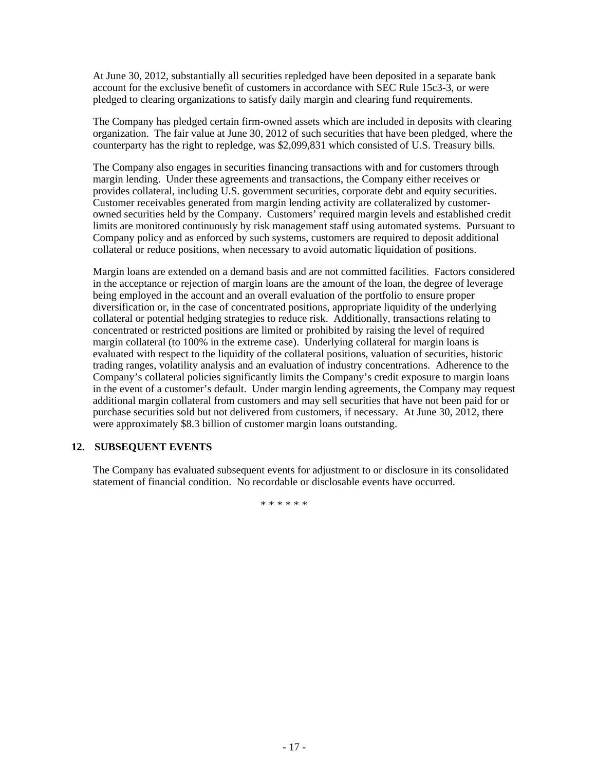At June 30, 2012, substantially all securities repledged have been deposited in a separate bank account for the exclusive benefit of customers in accordance with SEC Rule 15c3-3, or were pledged to clearing organizations to satisfy daily margin and clearing fund requirements.

The Company has pledged certain firm-owned assets which are included in deposits with clearing organization. The fair value at June 30, 2012 of such securities that have been pledged, where the counterparty has the right to repledge, was $2,099,831 which consisted of U.S. Treasury bills.

The Company also engages in securities financing transactions with and for customers through margin lending. Under these agreements and transactions, the Company either receives or provides collateral, including U.S. government securities, corporate debt and equity securities. Customer receivables generated from margin lending activity are collateralized by customer-owned securities held by the Company. Customers' required margin levels and established credit limits are monitored continuously by risk management staff using automated systems. Pursuant to Company policy and as enforced by such systems, customers are required to deposit additional collateral or reduce positions, when necessary to avoid automatic liquidation of positions.

Margin loans are extended on a demand basis and are not committed facilities. Factors considered in the acceptance or rejection of margin loans are the amount of the loan, the degree of leverage being employed in the account and an overall evaluation of the portfolio to ensure proper diversification or, in the case of concentrated positions, appropriate liquidity of the underlying collateral or potential hedging strategies to reduce risk. Additionally, transactions relating to concentrated or restricted positions are limited or prohibited by raising the level of required margin collateral (to 100% in the extreme case). Underlying collateral for margin loans is evaluated with respect to the liquidity of the collateral positions, valuation of securities, historic trading ranges, volatility analysis and an evaluation of industry concentrations. Adherence to the Company's collateral policies significantly limits the Company's credit exposure to margin loans in the event of a customer's default. Under margin lending agreements, the Company may request additional margin collateral from customers and may sell securities that have not been paid for or purchase securities sold but not delivered from customers, if necessary. At June 30, 2012, there were approximately $8.3 billion of customer margin loans outstanding.

## 12. SUBSEQUENT EVENTS

The Company has evaluated subsequent events for adjustment to or disclosure in its consolidated statement of financial condition. No recordable or disclosable events have occurred.

\* \* \* \* \* \*